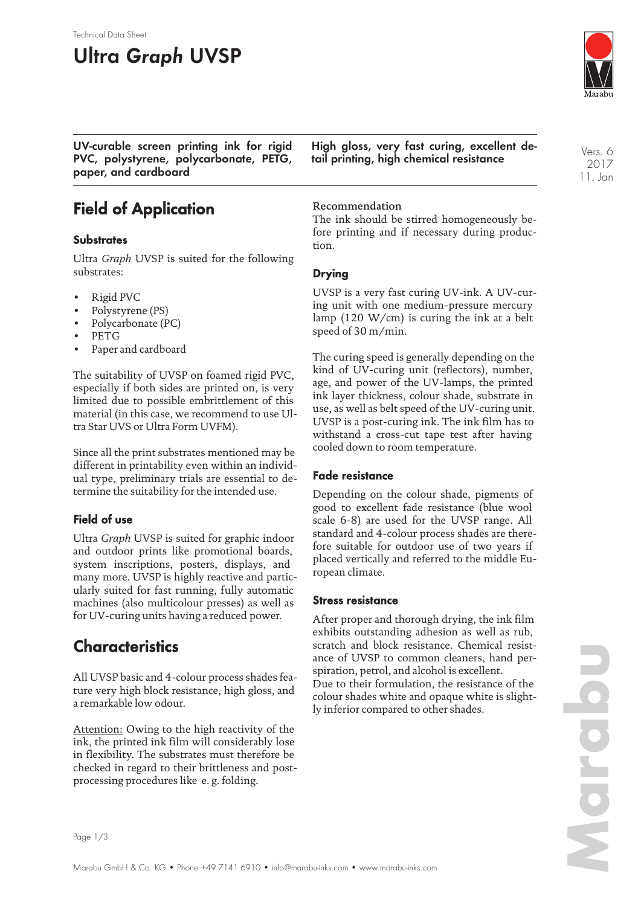Technical Data Sheet

# Ultra *Graph* UVSP

**UV-curable screen printing ink for rigid PVC, polystyrene, polycarbonate, PETG, paper, and cardboard**

**High gloss, very fast curing, excellent detail printing, high chemical resistance**

Vers. 6
2017
11. Jan

## Field of Application

### Substrates

Ultra *Graph* UVSP is suited for the following substrates:

- Rigid PVC
- Polystyrene (PS)
- Polycarbonate (PC)
- PETG
- Paper and cardboard

The suitability of UVSP on foamed rigid PVC, especially if both sides are printed on, is very limited due to possible embrittlement of this material (in this case, we recommend to use Ultra Star UVS or Ultra Form UVFM).

Since all the print substrates mentioned may be different in printability even within an individual type, preliminary trials are essential to determine the suitability for the intended use.

### Field of use

Ultra *Graph* UVSP is suited for graphic indoor and outdoor prints like promotional boards, system inscriptions, posters, displays, and many more. UVSP is highly reactive and particularly suited for fast running, fully automatic machines (also multicolour presses) as well as for UV-curing units having a reduced power.

## Characteristics

All UVSP basic and 4-colour process shades feature very high block resistance, high gloss, and a remarkable low odour.

Attention: Owing to the high reactivity of the ink, the printed ink film will considerably lose in flexibility. The substrates must therefore be checked in regard to their brittleness and post-processing procedures like e. g. folding.

Recommendation
The ink should be stirred homogeneously before printing and if necessary during production.

### Drying

UVSP is a very fast curing UV-ink. A UV-curing unit with one medium-pressure mercury lamp (120 W/cm) is curing the ink at a belt speed of 30 m/min.

The curing speed is generally depending on the kind of UV-curing unit (reflectors), number, age, and power of the UV-lamps, the printed ink layer thickness, colour shade, substrate in use, as well as belt speed of the UV-curing unit. UVSP is a post-curing ink. The ink film has to withstand a cross-cut tape test after having cooled down to room temperature.

### Fade resistance

Depending on the colour shade, pigments of good to excellent fade resistance (blue wool scale 6-8) are used for the UVSP range. All standard and 4-colour process shades are therefore suitable for outdoor use of two years if placed vertically and referred to the middle European climate.

### Stress resistance

After proper and thorough drying, the ink film exhibits outstanding adhesion as well as rub, scratch and block resistance. Chemical resistance of UVSP to common cleaners, hand perspiration, petrol, and alcohol is excellent.
Due to their formulation, the resistance of the colour shades white and opaque white is slightly inferior compared to other shades.

Marabu GmbH & Co. KG • Phone +49 7141 6910 • info@marabu-inks.com • www.marabu-inks.com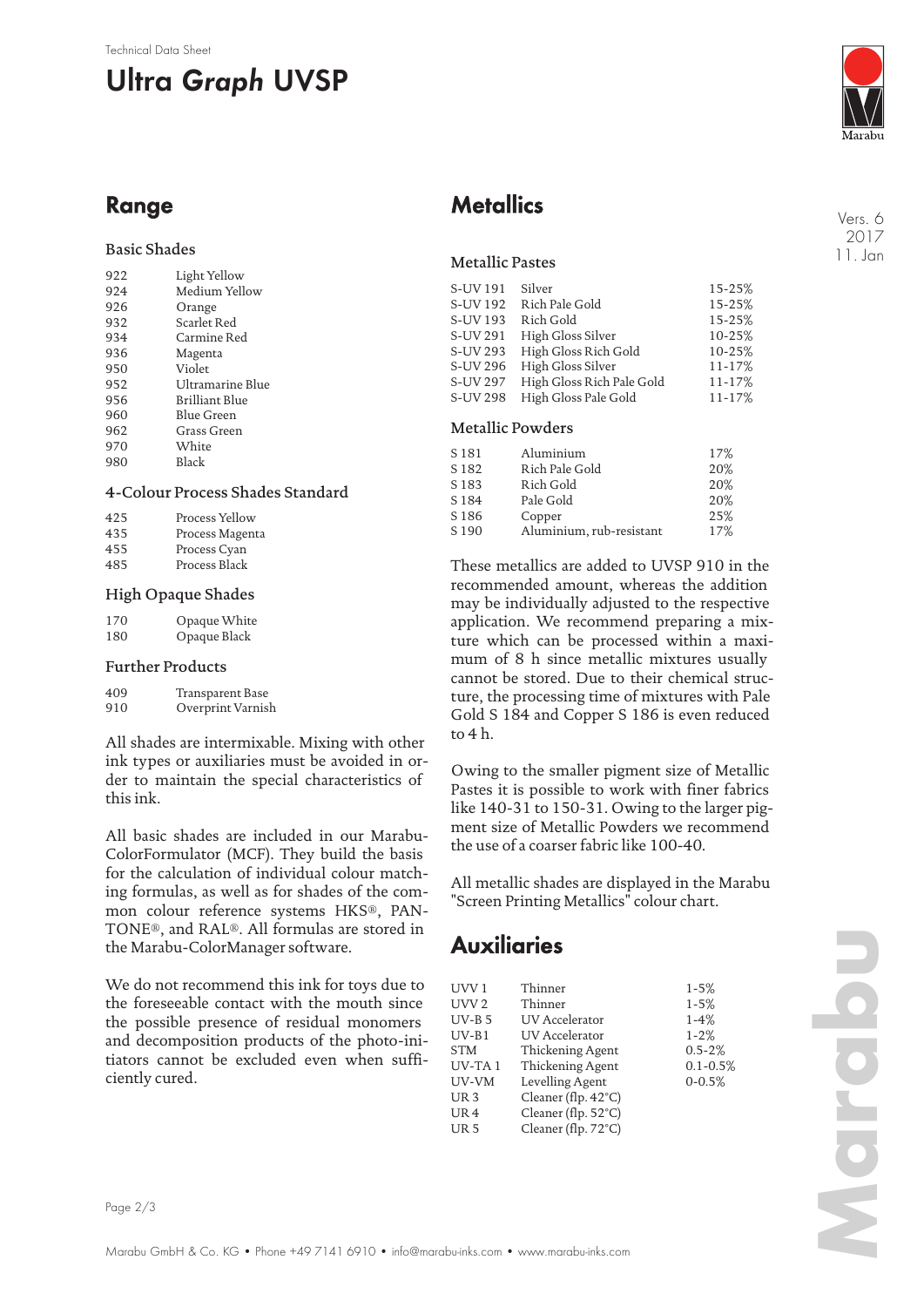Technical Data Sheet

# Ultra *Graph* UVSP

Vers. 6
2017
11. Jan

## Range

### Basic Shades

| | |
|---|---|
| 922 | Light Yellow |
| 924 | Medium Yellow |
| 926 | Orange |
| 932 | Scarlet Red |
| 934 | Carmine Red |
| 936 | Magenta |
| 950 | Violet |
| 952 | Ultramarine Blue |
| 956 | Brilliant Blue |
| 960 | Blue Green |
| 962 | Grass Green |
| 970 | White |
| 980 | Black |

### 4-Colour Process Shades Standard

| | |
|---|---|
| 425 | Process Yellow |
| 435 | Process Magenta |
| 455 | Process Cyan |
| 485 | Process Black |

### High Opaque Shades

| | |
|---|---|
| 170 | Opaque White |
| 180 | Opaque Black |

### Further Products

| | |
|---|---|
| 409 | Transparent Base |
| 910 | Overprint Varnish |

All shades are intermixable. Mixing with other ink types or auxiliaries must be avoided in order to maintain the special characteristics of this ink.

All basic shades are included in our Marabu-ColorFormulator (MCF). They build the basis for the calculation of individual colour matching formulas, as well as for shades of the common colour reference systems HKS®, PANTONE®, and RAL®. All formulas are stored in the Marabu-ColorManager software.

We do not recommend this ink for toys due to the foreseeable contact with the mouth since the possible presence of residual monomers and decomposition products of the photo-initiators cannot be excluded even when sufficiently cured.

## Metallics

### Metallic Pastes

| | | |
|---|---|---|
| S-UV 191 | Silver | 15-25% |
| S-UV 192 | Rich Pale Gold | 15-25% |
| S-UV 193 | Rich Gold | 15-25% |
| S-UV 291 | High Gloss Silver | 10-25% |
| S-UV 293 | High Gloss Rich Gold | 10-25% |
| S-UV 296 | High Gloss Silver | 11-17% |
| S-UV 297 | High Gloss Rich Pale Gold | 11-17% |
| S-UV 298 | High Gloss Pale Gold | 11-17% |

### Metallic Powders

| | | |
|---|---|---|
| S 181 | Aluminium | 17% |
| S 182 | Rich Pale Gold | 20% |
| S 183 | Rich Gold | 20% |
| S 184 | Pale Gold | 20% |
| S 186 | Copper | 25% |
| S 190 | Aluminium, rub-resistant | 17% |

These metallics are added to UVSP 910 in the recommended amount, whereas the addition may be individually adjusted to the respective application. We recommend preparing a mixture which can be processed within a maximum of 8 h since metallic mixtures usually cannot be stored. Due to their chemical structure, the processing time of mixtures with Pale Gold S 184 and Copper S 186 is even reduced to 4 h.

Owing to the smaller pigment size of Metallic Pastes it is possible to work with finer fabrics like 140-31 to 150-31. Owing to the larger pigment size of Metallic Powders we recommend the use of a coarser fabric like 100-40.

All metallic shades are displayed in the Marabu "Screen Printing Metallics" colour chart.

## Auxiliaries

| | | |
|---|---|---|
| UVV 1 | Thinner | 1-5% |
| UVV 2 | Thinner | 1-5% |
| UV-B 5 | UV Accelerator | 1-4% |
| UV-B1 | UV Accelerator | 1-2% |
| STM | Thickening Agent | 0.5-2% |
| UV-TA 1 | Thickening Agent | 0.1-0.5% |
| UV-VM | Levelling Agent | 0-0.5% |
| UR 3 | Cleaner (flp. 42°C) | |
| UR 4 | Cleaner (flp. 52°C) | |
| UR 5 | Cleaner (flp. 72°C) | |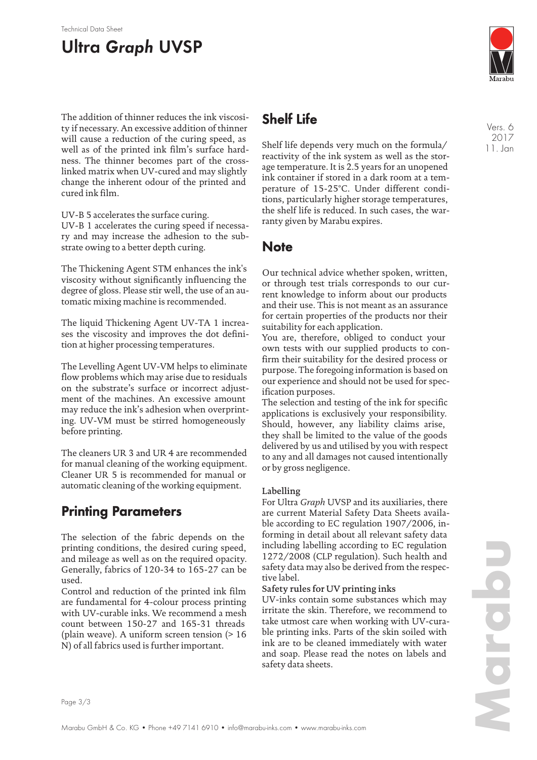The addition of thinner reduces the ink viscosity if necessary. An excessive addition of thinner will cause a reduction of the curing speed, as well as of the printed ink film's surface hardness. The thinner becomes part of the cross-linked matrix when UV-cured and may slightly change the inherent odour of the printed and cured ink film.

UV-B 5 accelerates the surface curing.
UV-B 1 accelerates the curing speed if necessary and may increase the adhesion to the substrate owing to a better depth curing.

The Thickening Agent STM enhances the ink's viscosity without significantly influencing the degree of gloss. Please stir well, the use of an automatic mixing machine is recommended.

The liquid Thickening Agent UV-TA 1 increases the viscosity and improves the dot definition at higher processing temperatures.

The Levelling Agent UV-VM helps to eliminate flow problems which may arise due to residuals on the substrate's surface or incorrect adjustment of the machines. An excessive amount may reduce the ink's adhesion when overprinting. UV-VM must be stirred homogeneously before printing.

The cleaners UR 3 and UR 4 are recommended for manual cleaning of the working equipment. Cleaner UR 5 is recommended for manual or automatic cleaning of the working equipment.

## Printing Parameters

The selection of the fabric depends on the printing conditions, the desired curing speed, and mileage as well as on the required opacity. Generally, fabrics of 120-34 to 165-27 can be used.
Control and reduction of the printed ink film are fundamental for 4-colour process printing with UV-curable inks. We recommend a mesh count between 150-27 and 165-31 threads (plain weave). A uniform screen tension (> 16 N) of all fabrics used is further important.

## Shelf Life

Shelf life depends very much on the formula/reactivity of the ink system as well as the storage temperature. It is 2.5 years for an unopened ink container if stored in a dark room at a temperature of 15-25°C. Under different conditions, particularly higher storage temperatures, the shelf life is reduced. In such cases, the warranty given by Marabu expires.

## Note

Our technical advice whether spoken, written, or through test trials corresponds to our current knowledge to inform about our products and their use. This is not meant as an assurance for certain properties of the products nor their suitability for each application.
You are, therefore, obliged to conduct your own tests with our supplied products to confirm their suitability for the desired process or purpose. The foregoing information is based on our experience and should not be used for specification purposes.
The selection and testing of the ink for specific applications is exclusively your responsibility. Should, however, any liability claims arise, they shall be limited to the value of the goods delivered by us and utilised by you with respect to any and all damages not caused intentionally or by gross negligence.

**Labelling**
For Ultra *Graph* UVSP and its auxiliaries, there are current Material Safety Data Sheets available according to EC regulation 1907/2006, informing in detail about all relevant safety data including labelling according to EC regulation 1272/2008 (CLP regulation). Such health and safety data may also be derived from the respective label.

**Safety rules for UV printing inks**
UV-inks contain some substances which may irritate the skin. Therefore, we recommend to take utmost care when working with UV-curable printing inks. Parts of the skin soiled with ink are to be cleaned immediately with water and soap. Please read the notes on labels and safety data sheets.